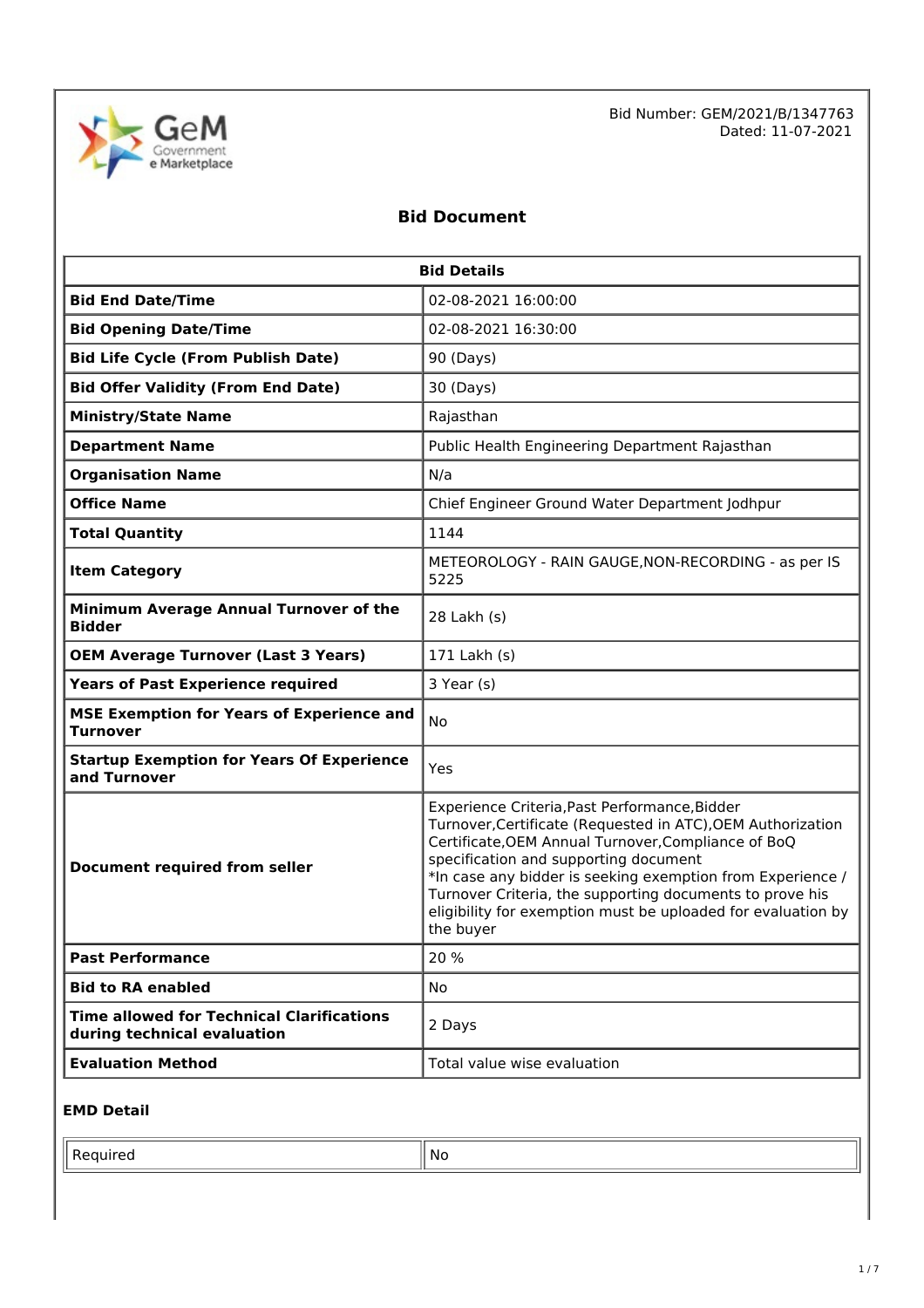Bid Number: GEM/2021/B/1347763
Dated: 11-07-2021

# Bid Document

| Bid Details | |
|---|---|
| **Bid End Date/Time** | 02-08-2021 16:00:00 |
| **Bid Opening Date/Time** | 02-08-2021 16:30:00 |
| **Bid Life Cycle (From Publish Date)** | 90 (Days) |
| **Bid Offer Validity (From End Date)** | 30 (Days) |
| **Ministry/State Name** | Rajasthan |
| **Department Name** | Public Health Engineering Department Rajasthan |
| **Organisation Name** | N/a |
| **Office Name** | Chief Engineer Ground Water Department Jodhpur |
| **Total Quantity** | 1144 |
| **Item Category** | METEOROLOGY - RAIN GAUGE,NON-RECORDING - as per IS 5225 |
| **Minimum Average Annual Turnover of the Bidder** | 28 Lakh (s) |
| **OEM Average Turnover (Last 3 Years)** | 171 Lakh (s) |
| **Years of Past Experience required** | 3 Year (s) |
| **MSE Exemption for Years of Experience and Turnover** | No |
| **Startup Exemption for Years Of Experience and Turnover** | Yes |
| **Document required from seller** | Experience Criteria,Past Performance,Bidder Turnover,Certificate (Requested in ATC),OEM Authorization Certificate,OEM Annual Turnover,Compliance of BoQ specification and supporting document<br>*In case any bidder is seeking exemption from Experience / Turnover Criteria, the supporting documents to prove his eligibility for exemption must be uploaded for evaluation by the buyer |
| **Past Performance** | 20 % |
| **Bid to RA enabled** | No |
| **Time allowed for Technical Clarifications during technical evaluation** | 2 Days |
| **Evaluation Method** | Total value wise evaluation |

### EMD Detail

| Required | No |
|---|---|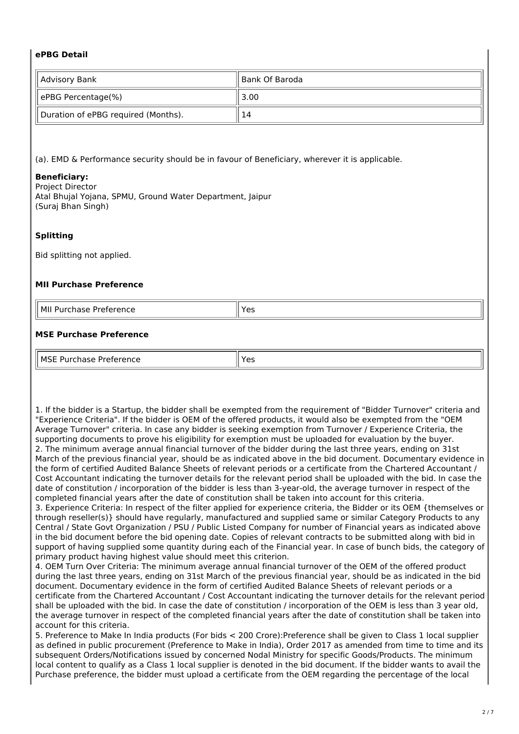### ePBG Detail

| Advisory Bank | Bank Of Baroda |
|---|---|
| ePBG Percentage(%) | 3.00 |
| Duration of ePBG required (Months). | 14 |

(a). EMD & Performance security should be in favour of Beneficiary, wherever it is applicable.

**Beneficiary:**
Project Director
Atal Bhujal Yojana, SPMU, Ground Water Department, Jaipur
(Suraj Bhan Singh)

### Splitting

Bid splitting not applied.

### MII Purchase Preference

| MII Purchase Preference | Yes |
|---|---|

### MSE Purchase Preference

| MSE Purchase Preference | Yes |
|---|---|

1. If the bidder is a Startup, the bidder shall be exempted from the requirement of "Bidder Turnover" criteria and "Experience Criteria". If the bidder is OEM of the offered products, it would also be exempted from the "OEM Average Turnover" criteria. In case any bidder is seeking exemption from Turnover / Experience Criteria, the supporting documents to prove his eligibility for exemption must be uploaded for evaluation by the buyer.
2. The minimum average annual financial turnover of the bidder during the last three years, ending on 31st March of the previous financial year, should be as indicated above in the bid document. Documentary evidence in the form of certified Audited Balance Sheets of relevant periods or a certificate from the Chartered Accountant / Cost Accountant indicating the turnover details for the relevant period shall be uploaded with the bid. In case the date of constitution / incorporation of the bidder is less than 3-year-old, the average turnover in respect of the completed financial years after the date of constitution shall be taken into account for this criteria.
3. Experience Criteria: In respect of the filter applied for experience criteria, the Bidder or its OEM {themselves or through reseller(s)} should have regularly, manufactured and supplied same or similar Category Products to any Central / State Govt Organization / PSU / Public Listed Company for number of Financial years as indicated above in the bid document before the bid opening date. Copies of relevant contracts to be submitted along with bid in support of having supplied some quantity during each of the Financial year. In case of bunch bids, the category of primary product having highest value should meet this criterion.
4. OEM Turn Over Criteria: The minimum average annual financial turnover of the OEM of the offered product during the last three years, ending on 31st March of the previous financial year, should be as indicated in the bid document. Documentary evidence in the form of certified Audited Balance Sheets of relevant periods or a certificate from the Chartered Accountant / Cost Accountant indicating the turnover details for the relevant period shall be uploaded with the bid. In case the date of constitution / incorporation of the OEM is less than 3 year old, the average turnover in respect of the completed financial years after the date of constitution shall be taken into account for this criteria.
5. Preference to Make In India products (For bids < 200 Crore):Preference shall be given to Class 1 local supplier as defined in public procurement (Preference to Make in India), Order 2017 as amended from time to time and its subsequent Orders/Notifications issued by concerned Nodal Ministry for specific Goods/Products. The minimum local content to qualify as a Class 1 local supplier is denoted in the bid document. If the bidder wants to avail the Purchase preference, the bidder must upload a certificate from the OEM regarding the percentage of the local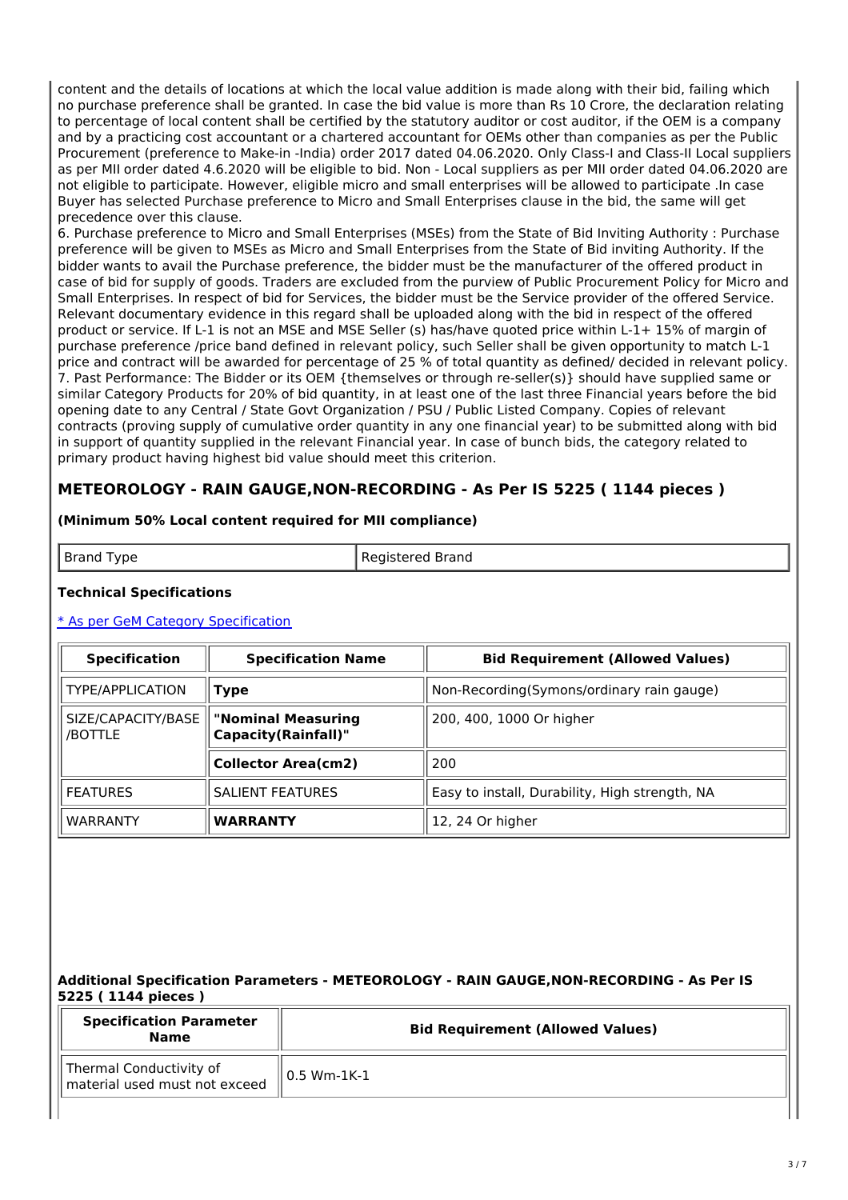content and the details of locations at which the local value addition is made along with their bid, failing which no purchase preference shall be granted. In case the bid value is more than Rs 10 Crore, the declaration relating to percentage of local content shall be certified by the statutory auditor or cost auditor, if the OEM is a company and by a practicing cost accountant or a chartered accountant for OEMs other than companies as per the Public Procurement (preference to Make-in -India) order 2017 dated 04.06.2020. Only Class-I and Class-II Local suppliers as per MII order dated 4.6.2020 will be eligible to bid. Non - Local suppliers as per MII order dated 04.06.2020 are not eligible to participate. However, eligible micro and small enterprises will be allowed to participate .In case Buyer has selected Purchase preference to Micro and Small Enterprises clause in the bid, the same will get precedence over this clause.

6. Purchase preference to Micro and Small Enterprises (MSEs) from the State of Bid Inviting Authority : Purchase preference will be given to MSEs as Micro and Small Enterprises from the State of Bid inviting Authority. If the bidder wants to avail the Purchase preference, the bidder must be the manufacturer of the offered product in case of bid for supply of goods. Traders are excluded from the purview of Public Procurement Policy for Micro and Small Enterprises. In respect of bid for Services, the bidder must be the Service provider of the offered Service. Relevant documentary evidence in this regard shall be uploaded along with the bid in respect of the offered product or service. If L-1 is not an MSE and MSE Seller (s) has/have quoted price within L-1+ 15% of margin of purchase preference /price band defined in relevant policy, such Seller shall be given opportunity to match L-1 price and contract will be awarded for percentage of 25 % of total quantity as defined/ decided in relevant policy.

7. Past Performance: The Bidder or its OEM {themselves or through re-seller(s)} should have supplied same or similar Category Products for 20% of bid quantity, in at least one of the last three Financial years before the bid opening date to any Central / State Govt Organization / PSU / Public Listed Company. Copies of relevant contracts (proving supply of cumulative order quantity in any one financial year) to be submitted along with bid in support of quantity supplied in the relevant Financial year. In case of bunch bids, the category related to primary product having highest bid value should meet this criterion.

## METEOROLOGY - RAIN GAUGE,NON-RECORDING - As Per IS 5225 ( 1144 pieces )

**(Minimum 50% Local content required for MII compliance)**

| Brand Type | Registered Brand |
|---|---|

**Technical Specifications**

[* As per GeM Category Specification]

| Specification | Specification Name | Bid Requirement (Allowed Values) |
|---|---|---|
| TYPE/APPLICATION | **Type** | Non-Recording(Symons/ordinary rain gauge) |
| SIZE/CAPACITY/BASE /BOTTLE | **"Nominal Measuring Capacity(Rainfall)"** | 200, 400, 1000 Or higher |
| | **Collector Area(cm2)** | 200 |
| FEATURES | SALIENT FEATURES | Easy to install, Durability, High strength, NA |
| WARRANTY | **WARRANTY** | 12, 24 Or higher |

**Additional Specification Parameters - METEOROLOGY - RAIN GAUGE,NON-RECORDING - As Per IS 5225 ( 1144 pieces )**

| Specification Parameter Name | Bid Requirement (Allowed Values) |
|---|---|
| Thermal Conductivity of material used must not exceed | 0.5 Wm-1K-1 |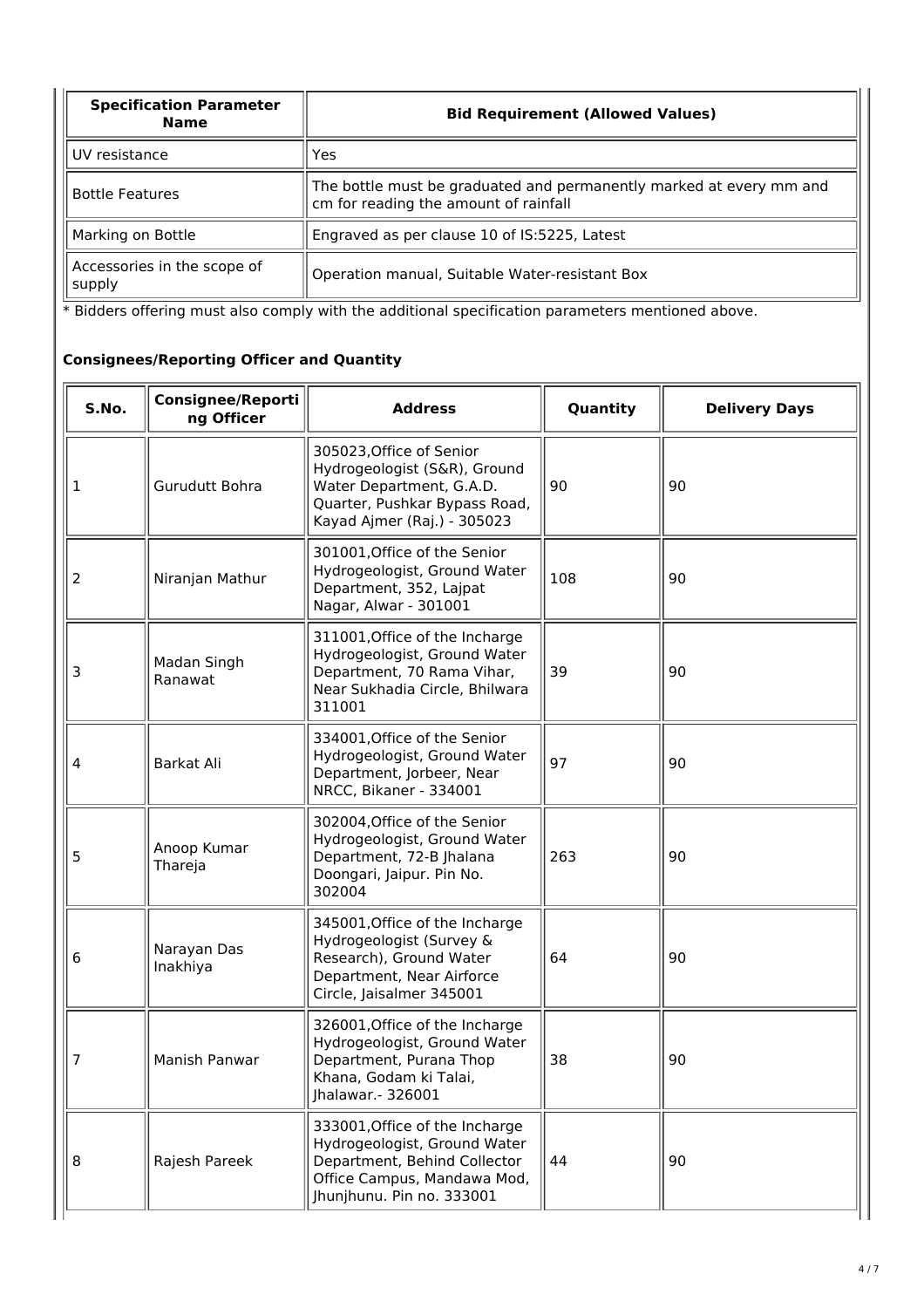| Specification Parameter Name | Bid Requirement (Allowed Values) |
| --- | --- |
| UV resistance | Yes |
| Bottle Features | The bottle must be graduated and permanently marked at every mm and cm for reading the amount of rainfall |
| Marking on Bottle | Engraved as per clause 10 of IS:5225, Latest |
| Accessories in the scope of supply | Operation manual, Suitable Water-resistant Box |

* Bidders offering must also comply with the additional specification parameters mentioned above.

### Consignees/Reporting Officer and Quantity

| S.No. | Consignee/Reporting Officer | Address | Quantity | Delivery Days |
| --- | --- | --- | --- | --- |
| 1 | Gurudutt Bohra | 305023,Office of Senior Hydrogeologist (S&R), Ground Water Department, G.A.D. Quarter, Pushkar Bypass Road, Kayad Ajmer (Raj.) - 305023 | 90 | 90 |
| 2 | Niranjan Mathur | 301001,Office of the Senior Hydrogeologist, Ground Water Department, 352, Lajpat Nagar, Alwar - 301001 | 108 | 90 |
| 3 | Madan Singh Ranawat | 311001,Office of the Incharge Hydrogeologist, Ground Water Department, 70 Rama Vihar, Near Sukhadia Circle, Bhilwara 311001 | 39 | 90 |
| 4 | Barkat Ali | 334001,Office of the Senior Hydrogeologist, Ground Water Department, Jorbeer, Near NRCC, Bikaner - 334001 | 97 | 90 |
| 5 | Anoop Kumar Thareja | 302004,Office of the Senior Hydrogeologist, Ground Water Department, 72-B Jhalana Doongari, Jaipur. Pin No. 302004 | 263 | 90 |
| 6 | Narayan Das Inakhiya | 345001,Office of the Incharge Hydrogeologist (Survey & Research), Ground Water Department, Near Airforce Circle, Jaisalmer 345001 | 64 | 90 |
| 7 | Manish Panwar | 326001,Office of the Incharge Hydrogeologist, Ground Water Department, Purana Thop Khana, Godam ki Talai, Jhalawar.- 326001 | 38 | 90 |
| 8 | Rajesh Pareek | 333001,Office of the Incharge Hydrogeologist, Ground Water Department, Behind Collector Office Campus, Mandawa Mod, Jhunjhunu. Pin no. 333001 | 44 | 90 |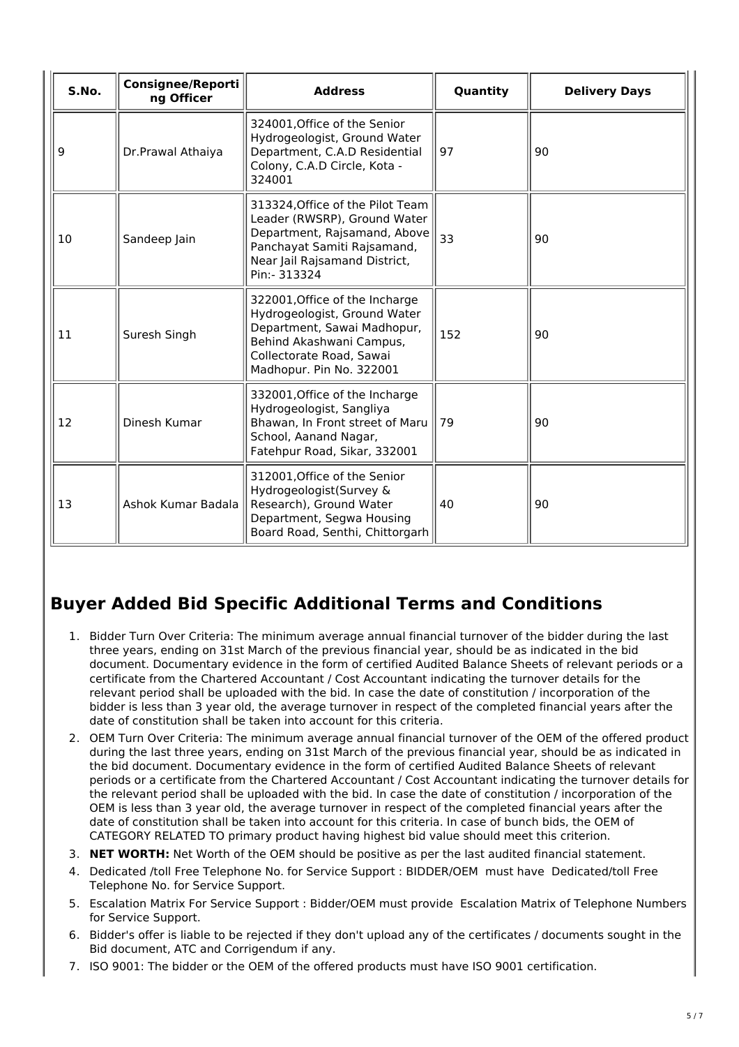| S.No. | Consignee/Reporting Officer | Address | Quantity | Delivery Days |
|---|---|---|---|---|
| 9 | Dr.Prawal Athaiya | 324001,Office of the Senior Hydrogeologist, Ground Water Department, C.A.D Residential Colony, C.A.D Circle, Kota - 324001 | 97 | 90 |
| 10 | Sandeep Jain | 313324,Office of the Pilot Team Leader (RWSRP), Ground Water Department, Rajsamand, Above Panchayat Samiti Rajsamand, Near Jail Rajsamand District, Pin:- 313324 | 33 | 90 |
| 11 | Suresh Singh | 322001,Office of the Incharge Hydrogeologist, Ground Water Department, Sawai Madhopur, Behind Akashwani Campus, Collectorate Road, Sawai Madhopur. Pin No. 322001 | 152 | 90 |
| 12 | Dinesh Kumar | 332001,Office of the Incharge Hydrogeologist, Sangliya Bhawan, In Front street of Maru School, Aanand Nagar, Fatehpur Road, Sikar, 332001 | 79 | 90 |
| 13 | Ashok Kumar Badala | 312001,Office of the Senior Hydrogeologist(Survey & Research), Ground Water Department, Segwa Housing Board Road, Senthi, Chittorgarh | 40 | 90 |

## Buyer Added Bid Specific Additional Terms and Conditions

1. Bidder Turn Over Criteria: The minimum average annual financial turnover of the bidder during the last three years, ending on 31st March of the previous financial year, should be as indicated in the bid document. Documentary evidence in the form of certified Audited Balance Sheets of relevant periods or a certificate from the Chartered Accountant / Cost Accountant indicating the turnover details for the relevant period shall be uploaded with the bid. In case the date of constitution / incorporation of the bidder is less than 3 year old, the average turnover in respect of the completed financial years after the date of constitution shall be taken into account for this criteria.
2. OEM Turn Over Criteria: The minimum average annual financial turnover of the OEM of the offered product during the last three years, ending on 31st March of the previous financial year, should be as indicated in the bid document. Documentary evidence in the form of certified Audited Balance Sheets of relevant periods or a certificate from the Chartered Accountant / Cost Accountant indicating the turnover details for the relevant period shall be uploaded with the bid. In case the date of constitution / incorporation of the OEM is less than 3 year old, the average turnover in respect of the completed financial years after the date of constitution shall be taken into account for this criteria. In case of bunch bids, the OEM of CATEGORY RELATED TO primary product having highest bid value should meet this criterion.
3. **NET WORTH:** Net Worth of the OEM should be positive as per the last audited financial statement.
4. Dedicated /toll Free Telephone No. for Service Support : BIDDER/OEM must have Dedicated/toll Free Telephone No. for Service Support.
5. Escalation Matrix For Service Support : Bidder/OEM must provide Escalation Matrix of Telephone Numbers for Service Support.
6. Bidder's offer is liable to be rejected if they don't upload any of the certificates / documents sought in the Bid document, ATC and Corrigendum if any.
7. ISO 9001: The bidder or the OEM of the offered products must have ISO 9001 certification.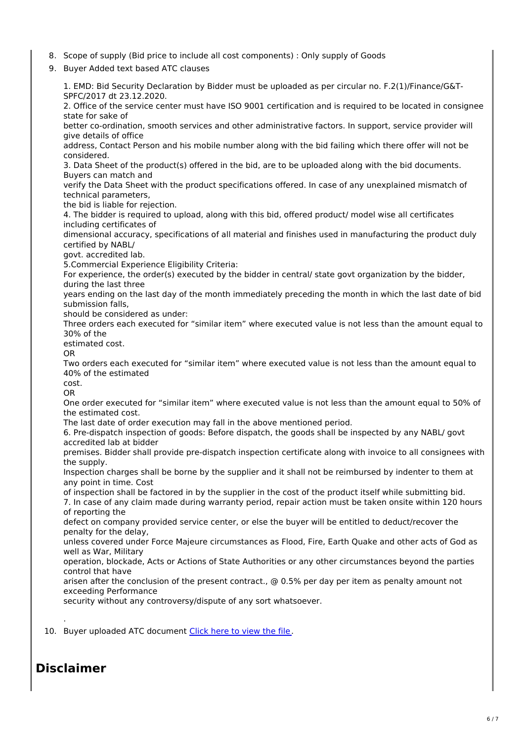8. Scope of supply (Bid price to include all cost components) : Only supply of Goods
9. Buyer Added text based ATC clauses

   1. EMD: Bid Security Declaration by Bidder must be uploaded as per circular no. F.2(1)/Finance/G&T-SPFC/2017 dt 23.12.2020.
   2. Office of the service center must have ISO 9001 certification and is required to be located in consignee state for sake of better co-ordination, smooth services and other administrative factors. In support, service provider will give details of office address, Contact Person and his mobile number along with the bid failing which there offer will not be considered.
   3. Data Sheet of the product(s) offered in the bid, are to be uploaded along with the bid documents. Buyers can match and verify the Data Sheet with the product specifications offered. In case of any unexplained mismatch of technical parameters, the bid is liable for rejection.
   4. The bidder is required to upload, along with this bid, offered product/ model wise all certificates including certificates of dimensional accuracy, specifications of all material and finishes used in manufacturing the product duly certified by NABL/ govt. accredited lab.
   5.Commercial Experience Eligibility Criteria:
   For experience, the order(s) executed by the bidder in central/ state govt organization by the bidder, during the last three years ending on the last day of the month immediately preceding the month in which the last date of bid submission falls, should be considered as under:
   Three orders each executed for "similar item" where executed value is not less than the amount equal to 30% of the estimated cost.
   OR
   Two orders each executed for "similar item" where executed value is not less than the amount equal to 40% of the estimated cost.
   OR
   One order executed for "similar item" where executed value is not less than the amount equal to 50% of the estimated cost.
   The last date of order execution may fall in the above mentioned period.
   6. Pre-dispatch inspection of goods: Before dispatch, the goods shall be inspected by any NABL/ govt accredited lab at bidder premises. Bidder shall provide pre-dispatch inspection certificate along with invoice to all consignees with the supply.
   Inspection charges shall be borne by the supplier and it shall not be reimbursed by indenter to them at any point in time. Cost of inspection shall be factored in by the supplier in the cost of the product itself while submitting bid.
   7. In case of any claim made during warranty period, repair action must be taken onsite within 120 hours of reporting the defect on company provided service center, or else the buyer will be entitled to deduct/recover the penalty for the delay, unless covered under Force Majeure circumstances as Flood, Fire, Earth Quake and other acts of God as well as War, Military operation, blockade, Acts or Actions of State Authorities or any other circumstances beyond the parties control that have arisen after the conclusion of the present contract., @ 0.5% per day per item as penalty amount not exceeding Performance security without any controversy/dispute of any sort whatsoever.

   .

10. Buyer uploaded ATC document Click here to view the file.

# Disclaimer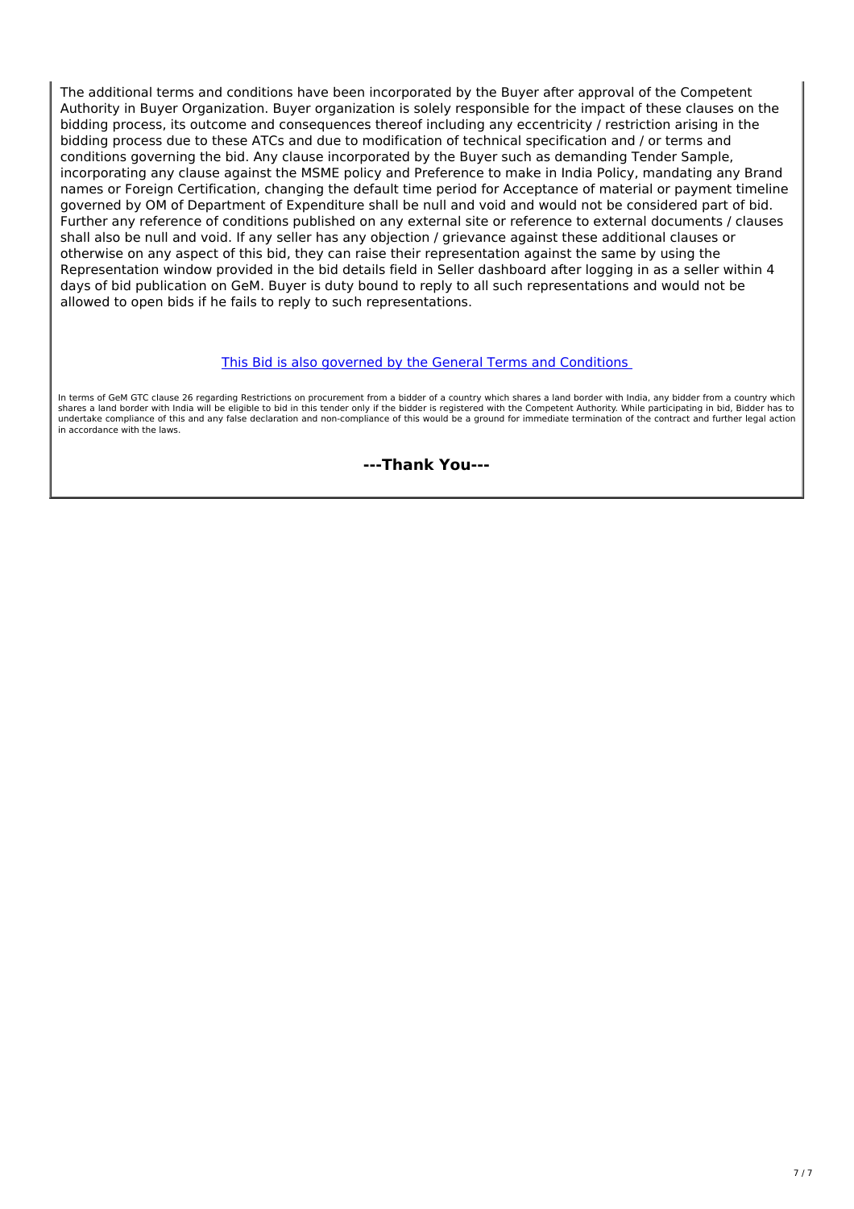The additional terms and conditions have been incorporated by the Buyer after approval of the Competent Authority in Buyer Organization. Buyer organization is solely responsible for the impact of these clauses on the bidding process, its outcome and consequences thereof including any eccentricity / restriction arising in the bidding process due to these ATCs and due to modification of technical specification and / or terms and conditions governing the bid. Any clause incorporated by the Buyer such as demanding Tender Sample, incorporating any clause against the MSME policy and Preference to make in India Policy, mandating any Brand names or Foreign Certification, changing the default time period for Acceptance of material or payment timeline governed by OM of Department of Expenditure shall be null and void and would not be considered part of bid. Further any reference of conditions published on any external site or reference to external documents / clauses shall also be null and void. If any seller has any objection / grievance against these additional clauses or otherwise on any aspect of this bid, they can raise their representation against the same by using the Representation window provided in the bid details field in Seller dashboard after logging in as a seller within 4 days of bid publication on GeM. Buyer is duty bound to reply to all such representations and would not be allowed to open bids if he fails to reply to such representations.

This Bid is also governed by the General Terms and Conditions

In terms of GeM GTC clause 26 regarding Restrictions on procurement from a bidder of a country which shares a land border with India, any bidder from a country which shares a land border with India will be eligible to bid in this tender only if the bidder is registered with the Competent Authority. While participating in bid, Bidder has to undertake compliance of this and any false declaration and non-compliance of this would be a ground for immediate termination of the contract and further legal action in accordance with the laws.

**---Thank You---**